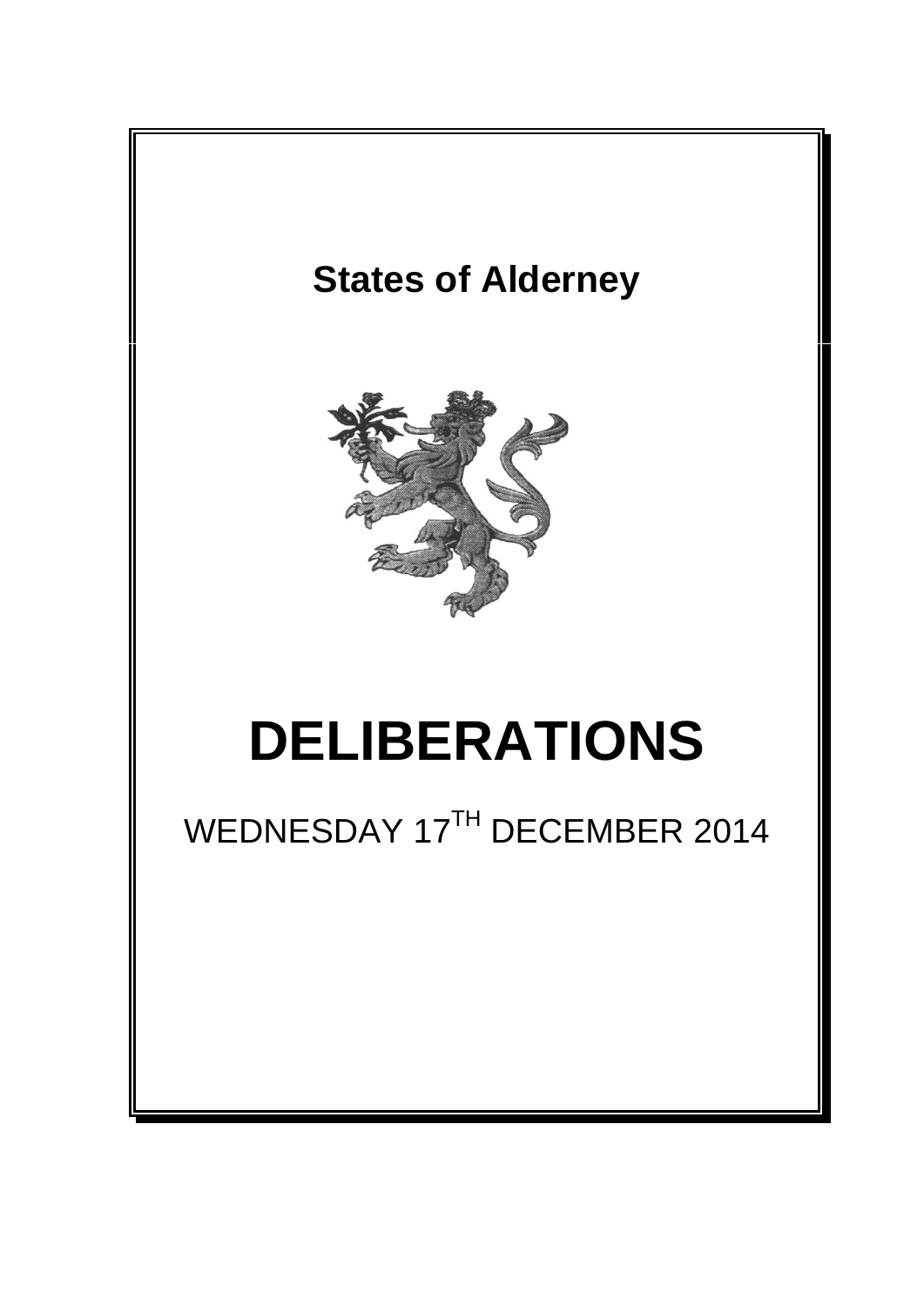# States of Alderney

# DELIBERATIONS

WEDNESDAY 17TH DECEMBER 2014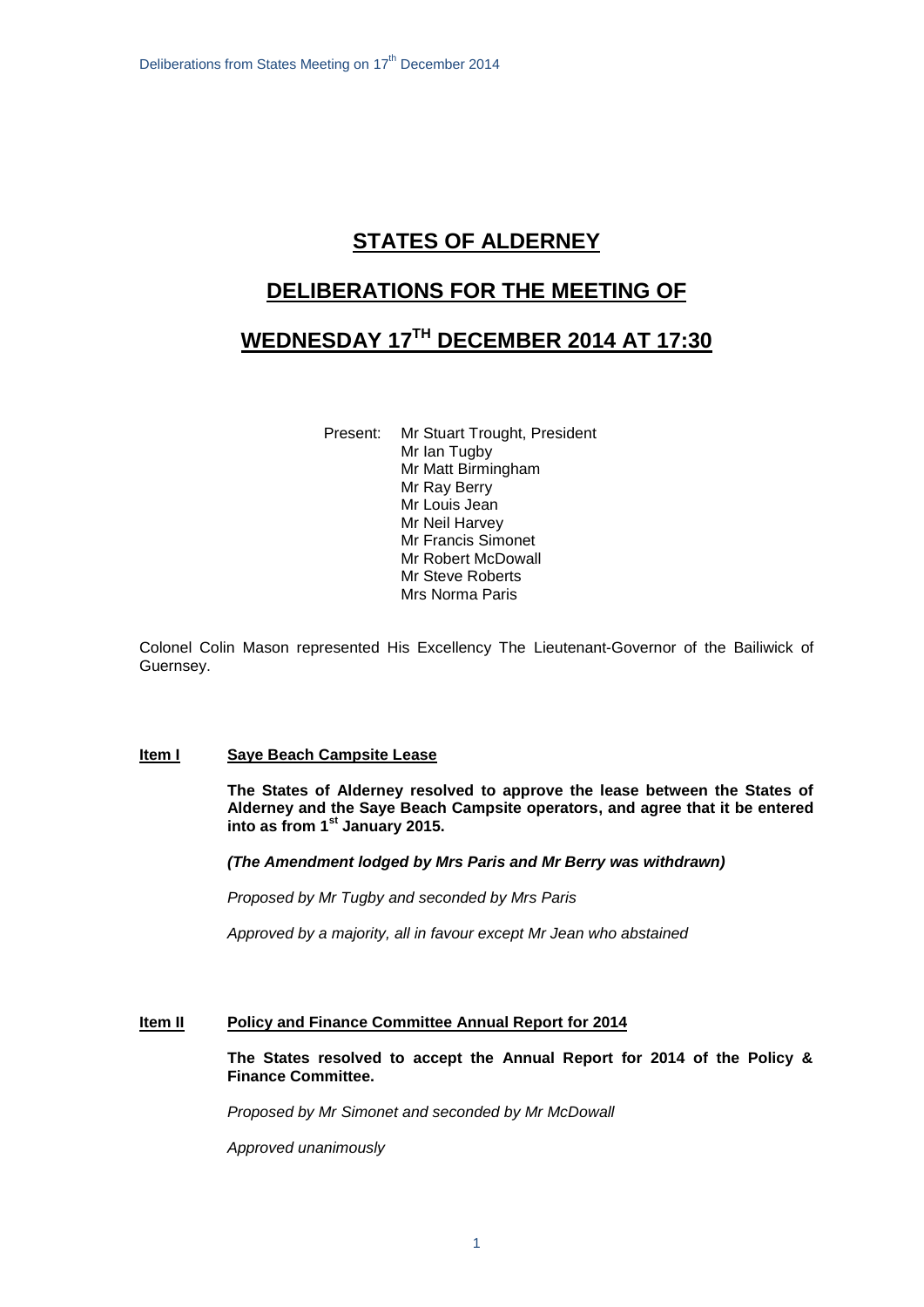# STATES OF ALDERNEY

## DELIBERATIONS FOR THE MEETING OF

## WEDNESDAY 17TH DECEMBER 2014 AT 17:30

Present: Mr Stuart Trought, President
Mr Ian Tugby
Mr Matt Birmingham
Mr Ray Berry
Mr Louis Jean
Mr Neil Harvey
Mr Francis Simonet
Mr Robert McDowall
Mr Steve Roberts
Mrs Norma Paris

Colonel Colin Mason represented His Excellency The Lieutenant-Governor of the Bailiwick of Guernsey.

**Item I** **Saye Beach Campsite Lease**

**The States of Alderney resolved to approve the lease between the States of Alderney and the Saye Beach Campsite operators, and agree that it be entered into as from 1st January 2015.**

***(The Amendment lodged by Mrs Paris and Mr Berry was withdrawn)***

*Proposed by Mr Tugby and seconded by Mrs Paris*

*Approved by a majority, all in favour except Mr Jean who abstained*

**Item II** **Policy and Finance Committee Annual Report for 2014**

**The States resolved to accept the Annual Report for 2014 of the Policy & Finance Committee.**

*Proposed by Mr Simonet and seconded by Mr McDowall*

*Approved unanimously*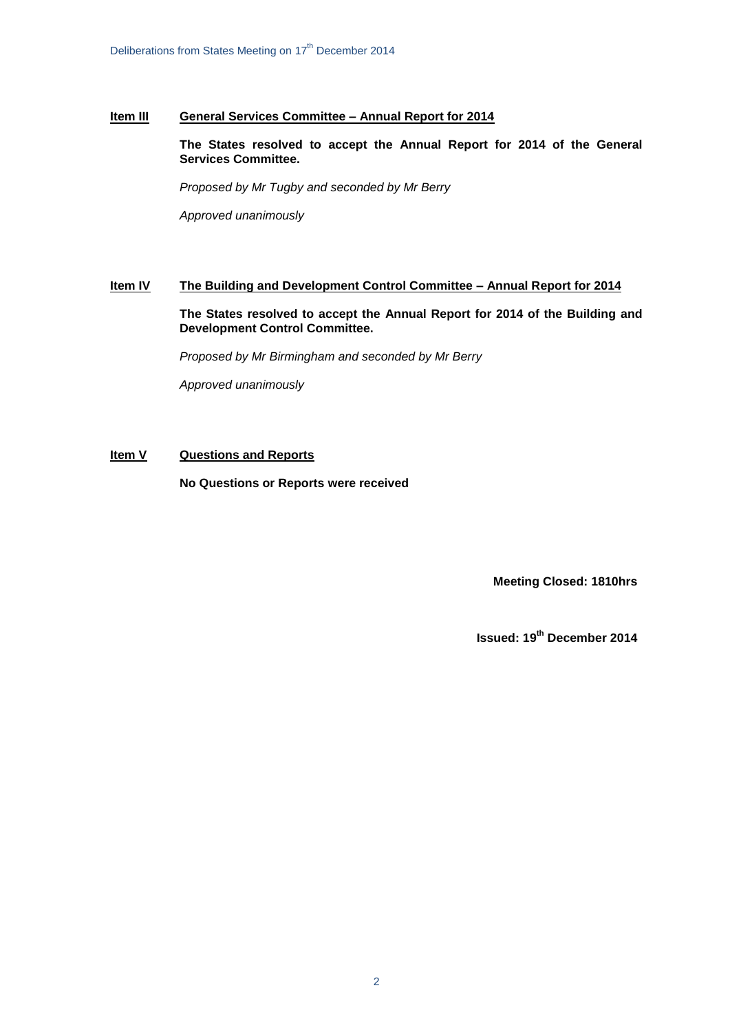## Item III General Services Committee – Annual Report for 2014

**The States resolved to accept the Annual Report for 2014 of the General Services Committee.**

*Proposed by Mr Tugby and seconded by Mr Berry*

*Approved unanimously*

## Item IV The Building and Development Control Committee – Annual Report for 2014

**The States resolved to accept the Annual Report for 2014 of the Building and Development Control Committee.**

*Proposed by Mr Birmingham and seconded by Mr Berry*

*Approved unanimously*

## Item V Questions and Reports

**No Questions or Reports were received**

**Meeting Closed: 1810hrs**

**Issued: 19th December 2014**